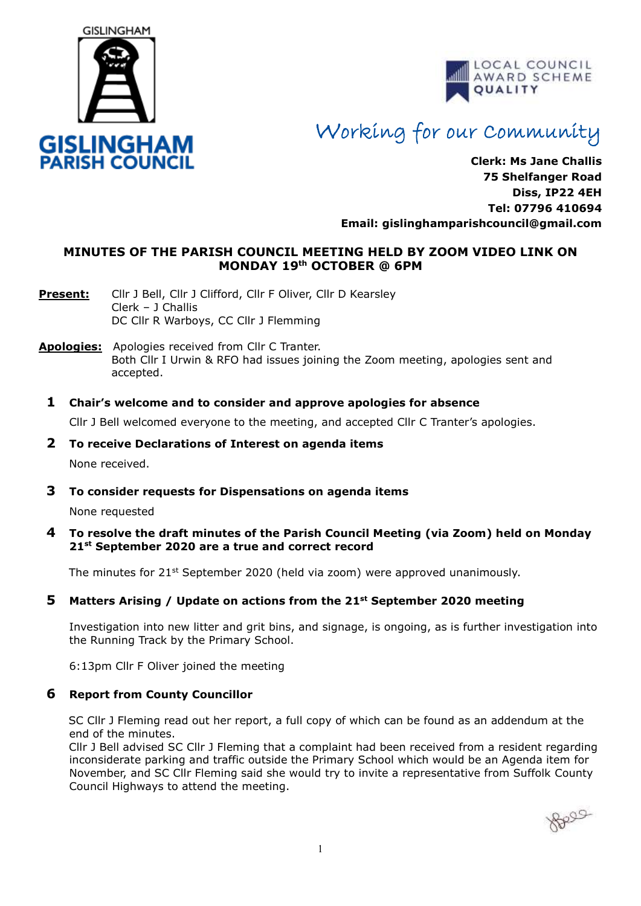GISLINGHAM

**GISLINGHAM PARISH COUNCIL**

LOCAL COUNCIL AWARD SCHEME QUALITY

*Working for our Community*

**Clerk: Ms Jane Challis**
**75 Shelfanger Road**
**Diss, IP22 4EH**
**Tel: 07796 410694**
**Email: gislinghamparishcouncil@gmail.com**

## MINUTES OF THE PARISH COUNCIL MEETING HELD BY ZOOM VIDEO LINK ON MONDAY 19th OCTOBER @ 6PM

**Present:** Cllr J Bell, Cllr J Clifford, Cllr F Oliver, Cllr D Kearsley
Clerk – J Challis
DC Cllr R Warboys, CC Cllr J Flemming

**Apologies:** Apologies received from Cllr C Tranter.
Both Cllr I Urwin & RFO had issues joining the Zoom meeting, apologies sent and accepted.

### 1 Chair's welcome and to consider and approve apologies for absence

Cllr J Bell welcomed everyone to the meeting, and accepted Cllr C Tranter's apologies.

### 2 To receive Declarations of Interest on agenda items

None received.

### 3 To consider requests for Dispensations on agenda items

None requested

### 4 To resolve the draft minutes of the Parish Council Meeting (via Zoom) held on Monday 21st September 2020 are a true and correct record

The minutes for 21st September 2020 (held via zoom) were approved unanimously.

### 5 Matters Arising / Update on actions from the 21st September 2020 meeting

Investigation into new litter and grit bins, and signage, is ongoing, as is further investigation into the Running Track by the Primary School.

6:13pm Cllr F Oliver joined the meeting

### 6 Report from County Councillor

SC Cllr J Fleming read out her report, a full copy of which can be found as an addendum at the end of the minutes.
Cllr J Bell advised SC Cllr J Fleming that a complaint had been received from a resident regarding inconsiderate parking and traffic outside the Primary School which would be an Agenda item for November, and SC Cllr Fleming said she would try to invite a representative from Suffolk County Council Highways to attend the meeting.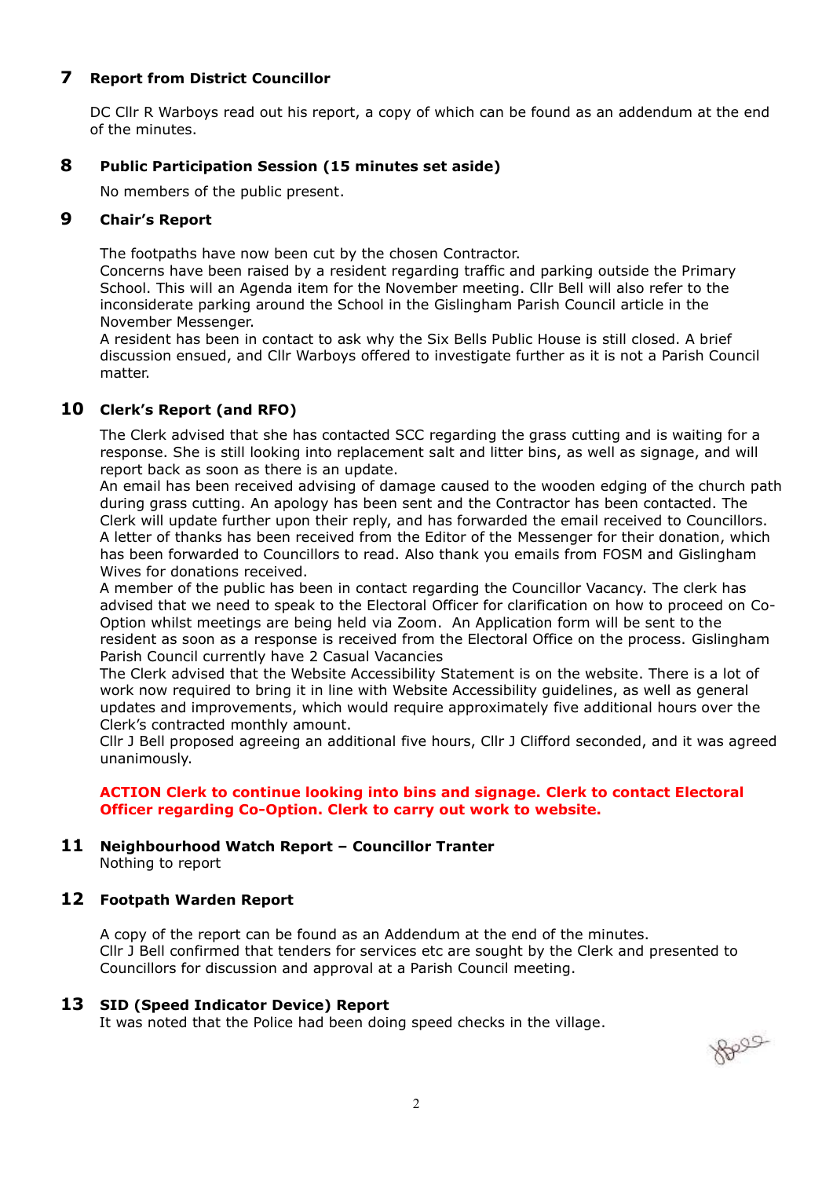## 7 Report from District Councillor

DC Cllr R Warboys read out his report, a copy of which can be found as an addendum at the end of the minutes.

## 8 Public Participation Session (15 minutes set aside)

No members of the public present.

## 9 Chair's Report

The footpaths have now been cut by the chosen Contractor.
Concerns have been raised by a resident regarding traffic and parking outside the Primary School. This will an Agenda item for the November meeting. Cllr Bell will also refer to the inconsiderate parking around the School in the Gislingham Parish Council article in the November Messenger.
A resident has been in contact to ask why the Six Bells Public House is still closed. A brief discussion ensued, and Cllr Warboys offered to investigate further as it is not a Parish Council matter.

## 10 Clerk's Report (and RFO)

The Clerk advised that she has contacted SCC regarding the grass cutting and is waiting for a response. She is still looking into replacement salt and litter bins, as well as signage, and will report back as soon as there is an update.
An email has been received advising of damage caused to the wooden edging of the church path during grass cutting. An apology has been sent and the Contractor has been contacted. The Clerk will update further upon their reply, and has forwarded the email received to Councillors.
A letter of thanks has been received from the Editor of the Messenger for their donation, which has been forwarded to Councillors to read. Also thank you emails from FOSM and Gislingham Wives for donations received.
A member of the public has been in contact regarding the Councillor Vacancy. The clerk has advised that we need to speak to the Electoral Officer for clarification on how to proceed on Co-Option whilst meetings are being held via Zoom. An Application form will be sent to the resident as soon as a response is received from the Electoral Office on the process. Gislingham Parish Council currently have 2 Casual Vacancies
The Clerk advised that the Website Accessibility Statement is on the website. There is a lot of work now required to bring it in line with Website Accessibility guidelines, as well as general updates and improvements, which would require approximately five additional hours over the Clerk's contracted monthly amount.
Cllr J Bell proposed agreeing an additional five hours, Cllr J Clifford seconded, and it was agreed unanimously.

**ACTION Clerk to continue looking into bins and signage. Clerk to contact Electoral Officer regarding Co-Option. Clerk to carry out work to website.**

## 11 Neighbourhood Watch Report – Councillor Tranter

Nothing to report

## 12 Footpath Warden Report

A copy of the report can be found as an Addendum at the end of the minutes.
Cllr J Bell confirmed that tenders for services etc are sought by the Clerk and presented to Councillors for discussion and approval at a Parish Council meeting.

## 13 SID (Speed Indicator Device) Report

It was noted that the Police had been doing speed checks in the village.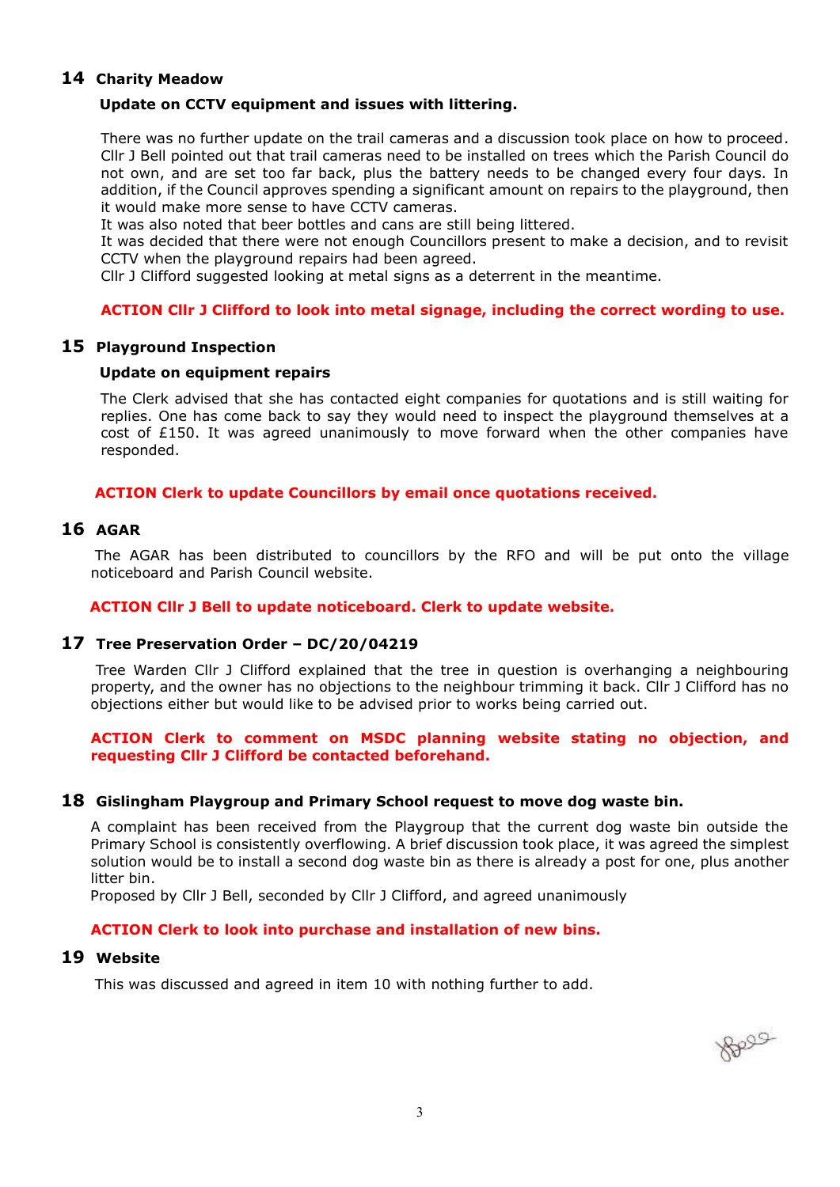## 14 Charity Meadow

**Update on CCTV equipment and issues with littering.**

There was no further update on the trail cameras and a discussion took place on how to proceed. Cllr J Bell pointed out that trail cameras need to be installed on trees which the Parish Council do not own, and are set too far back, plus the battery needs to be changed every four days. In addition, if the Council approves spending a significant amount on repairs to the playground, then it would make more sense to have CCTV cameras.

It was also noted that beer bottles and cans are still being littered.

It was decided that there were not enough Councillors present to make a decision, and to revisit CCTV when the playground repairs had been agreed.

Cllr J Clifford suggested looking at metal signs as a deterrent in the meantime.

**ACTION Cllr J Clifford to look into metal signage, including the correct wording to use.**

## 15 Playground Inspection

**Update on equipment repairs**

The Clerk advised that she has contacted eight companies for quotations and is still waiting for replies. One has come back to say they would need to inspect the playground themselves at a cost of £150. It was agreed unanimously to move forward when the other companies have responded.

**ACTION Clerk to update Councillors by email once quotations received.**

## 16 AGAR

The AGAR has been distributed to councillors by the RFO and will be put onto the village noticeboard and Parish Council website.

**ACTION Cllr J Bell to update noticeboard. Clerk to update website.**

## 17 Tree Preservation Order – DC/20/04219

Tree Warden Cllr J Clifford explained that the tree in question is overhanging a neighbouring property, and the owner has no objections to the neighbour trimming it back. Cllr J Clifford has no objections either but would like to be advised prior to works being carried out.

**ACTION Clerk to comment on MSDC planning website stating no objection, and requesting Cllr J Clifford be contacted beforehand.**

## 18 Gislingham Playgroup and Primary School request to move dog waste bin.

A complaint has been received from the Playgroup that the current dog waste bin outside the Primary School is consistently overflowing. A brief discussion took place, it was agreed the simplest solution would be to install a second dog waste bin as there is already a post for one, plus another litter bin.

Proposed by Cllr J Bell, seconded by Cllr J Clifford, and agreed unanimously

**ACTION Clerk to look into purchase and installation of new bins.**

## 19 Website

This was discussed and agreed in item 10 with nothing further to add.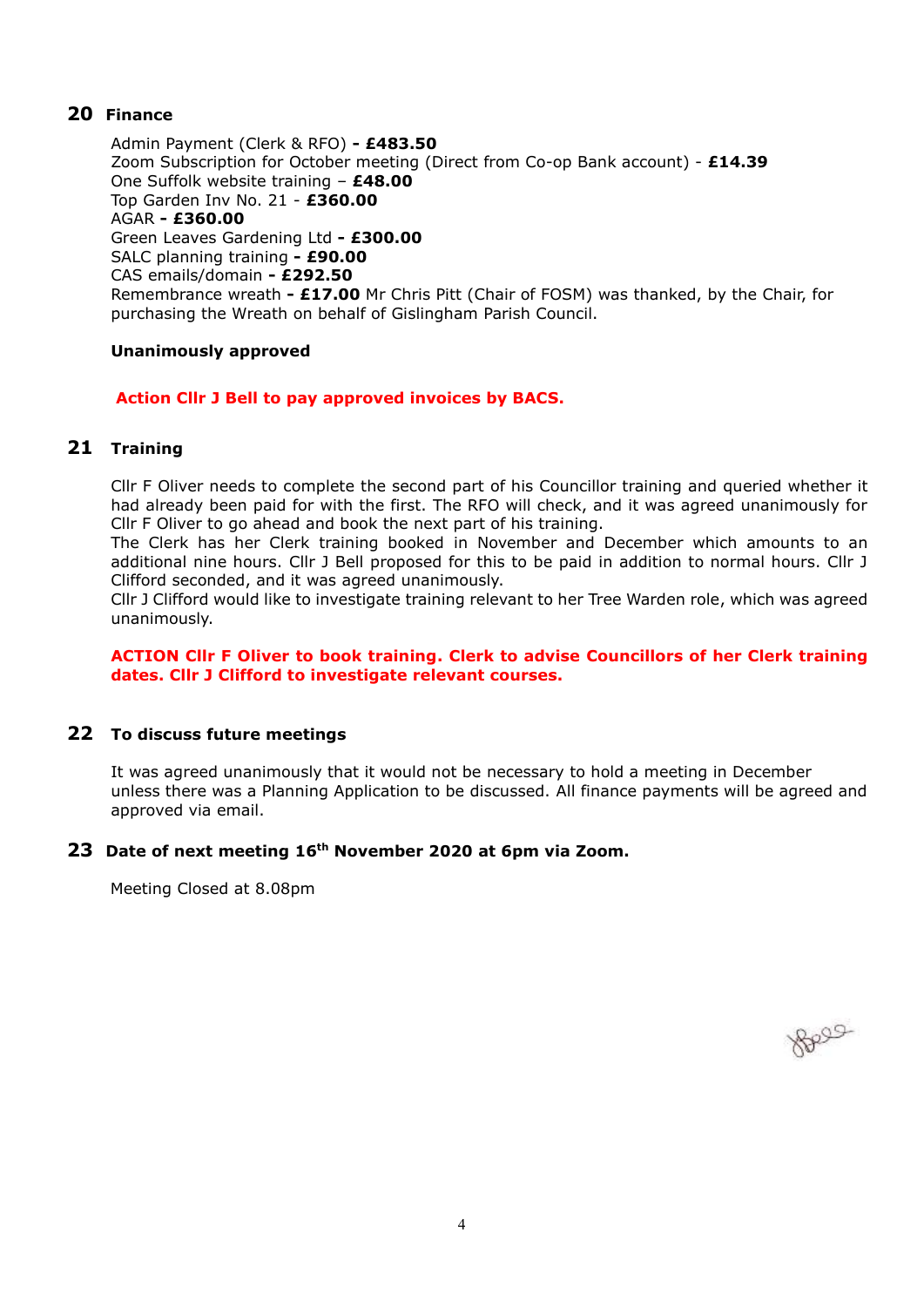## 20 Finance

Admin Payment (Clerk & RFO) **- £483.50**
Zoom Subscription for October meeting (Direct from Co-op Bank account) - **£14.39**
One Suffolk website training – **£48.00**
Top Garden Inv No. 21 - **£360.00**
AGAR **- £360.00**
Green Leaves Gardening Ltd **- £300.00**
SALC planning training **- £90.00**
CAS emails/domain **- £292.50**
Remembrance wreath **- £17.00** Mr Chris Pitt (Chair of FOSM) was thanked, by the Chair, for purchasing the Wreath on behalf of Gislingham Parish Council.

**Unanimously approved**

**Action Cllr J Bell to pay approved invoices by BACS.**

## 21 Training

Cllr F Oliver needs to complete the second part of his Councillor training and queried whether it had already been paid for with the first. The RFO will check, and it was agreed unanimously for Cllr F Oliver to go ahead and book the next part of his training.
The Clerk has her Clerk training booked in November and December which amounts to an additional nine hours. Cllr J Bell proposed for this to be paid in addition to normal hours. Cllr J Clifford seconded, and it was agreed unanimously.
Cllr J Clifford would like to investigate training relevant to her Tree Warden role, which was agreed unanimously.

**ACTION Cllr F Oliver to book training. Clerk to advise Councillors of her Clerk training dates. Cllr J Clifford to investigate relevant courses.**

## 22 To discuss future meetings

It was agreed unanimously that it would not be necessary to hold a meeting in December unless there was a Planning Application to be discussed. All finance payments will be agreed and approved via email.

## 23 Date of next meeting 16th November 2020 at 6pm via Zoom.

Meeting Closed at 8.08pm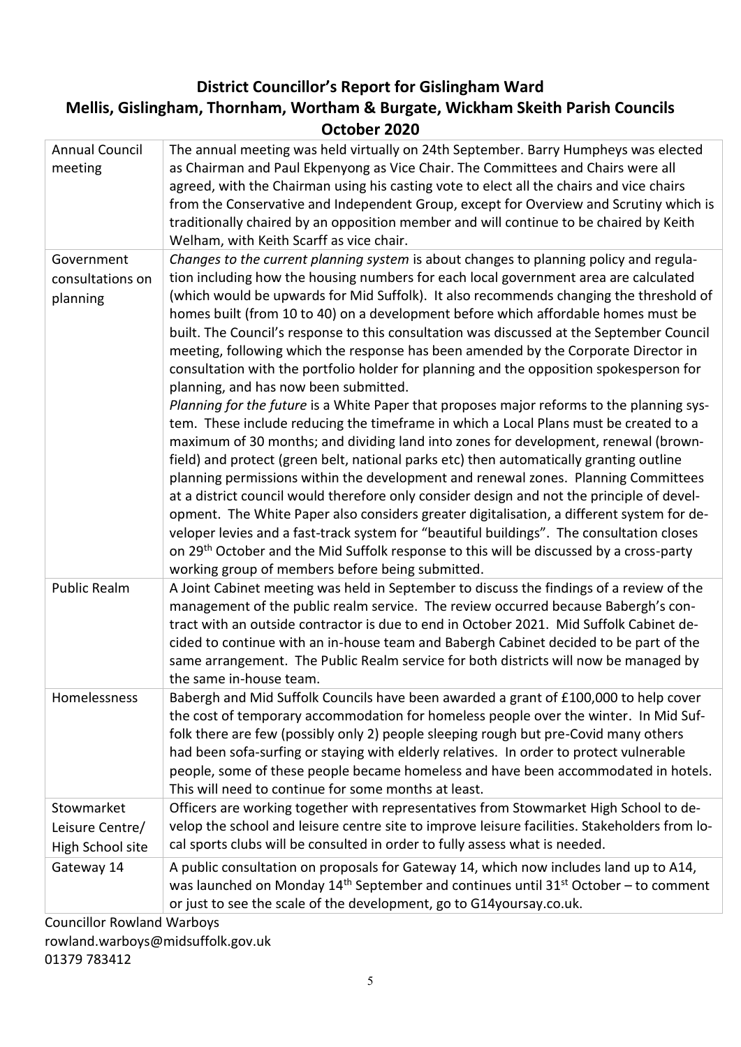## District Councillor's Report for Gislingham Ward
## Mellis, Gislingham, Thornham, Wortham & Burgate, Wickham Skeith Parish Councils
## October 2020

| | |
|---|---|
| Annual Council meeting | The annual meeting was held virtually on 24th September. Barry Humpheys was elected as Chairman and Paul Ekpenyong as Vice Chair. The Committees and Chairs were all agreed, with the Chairman using his casting vote to elect all the chairs and vice chairs from the Conservative and Independent Group, except for Overview and Scrutiny which is traditionally chaired by an opposition member and will continue to be chaired by Keith Welham, with Keith Scarff as vice chair. |
| Government consultations on planning | *Changes to the current planning system* is about changes to planning policy and regulation including how the housing numbers for each local government area are calculated (which would be upwards for Mid Suffolk). It also recommends changing the threshold of homes built (from 10 to 40) on a development before which affordable homes must be built. The Council's response to this consultation was discussed at the September Council meeting, following which the response has been amended by the Corporate Director in consultation with the portfolio holder for planning and the opposition spokesperson for planning, and has now been submitted. *Planning for the future* is a White Paper that proposes major reforms to the planning system. These include reducing the timeframe in which a Local Plans must be created to a maximum of 30 months; and dividing land into zones for development, renewal (brownfield) and protect (green belt, national parks etc) then automatically granting outline planning permissions within the development and renewal zones. Planning Committees at a district council would therefore only consider design and not the principle of development. The White Paper also considers greater digitalisation, a different system for developer levies and a fast-track system for "beautiful buildings". The consultation closes on 29th October and the Mid Suffolk response to this will be discussed by a cross-party working group of members before being submitted. |
| Public Realm | A Joint Cabinet meeting was held in September to discuss the findings of a review of the management of the public realm service. The review occurred because Babergh's contract with an outside contractor is due to end in October 2021. Mid Suffolk Cabinet decided to continue with an in-house team and Babergh Cabinet decided to be part of the same arrangement. The Public Realm service for both districts will now be managed by the same in-house team. |
| Homelessness | Babergh and Mid Suffolk Councils have been awarded a grant of £100,000 to help cover the cost of temporary accommodation for homeless people over the winter. In Mid Suffolk there are few (possibly only 2) people sleeping rough but pre-Covid many others had been sofa-surfing or staying with elderly relatives. In order to protect vulnerable people, some of these people became homeless and have been accommodated in hotels. This will need to continue for some months at least. |
| Stowmarket Leisure Centre/ High School site | Officers are working together with representatives from Stowmarket High School to develop the school and leisure centre site to improve leisure facilities. Stakeholders from local sports clubs will be consulted in order to fully assess what is needed. |
| Gateway 14 | A public consultation on proposals for Gateway 14, which now includes land up to A14, was launched on Monday 14th September and continues until 31st October – to comment or just to see the scale of the development, go to G14yoursay.co.uk. |

Councillor Rowland Warboys
rowland.warboys@midsuffolk.gov.uk
01379 783412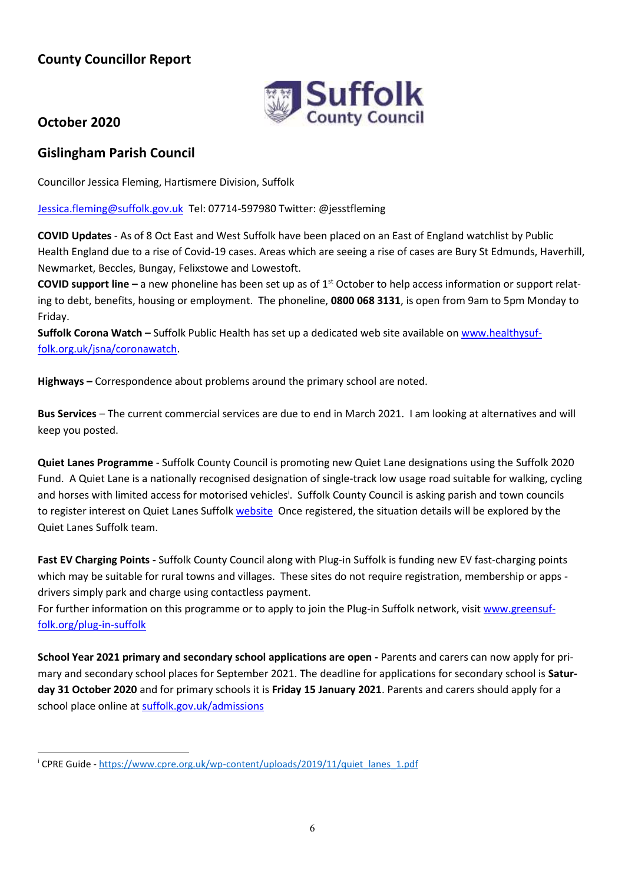## County Councillor Report

## October 2020

## Gislingham Parish Council

Councillor Jessica Fleming, Hartismere Division, Suffolk

Jessica.fleming@suffolk.gov.uk Tel: 07714-597980 Twitter: @jesstfleming

**COVID Updates** - As of 8 Oct East and West Suffolk have been placed on an East of England watchlist by Public Health England due to a rise of Covid-19 cases. Areas which are seeing a rise of cases are Bury St Edmunds, Haverhill, Newmarket, Beccles, Bungay, Felixstowe and Lowestoft.

**COVID support line –** a new phoneline has been set up as of 1st October to help access information or support relating to debt, benefits, housing or employment. The phoneline, **0800 068 3131**, is open from 9am to 5pm Monday to Friday.

**Suffolk Corona Watch –** Suffolk Public Health has set up a dedicated web site available on www.healthysuffolk.org.uk/jsna/coronawatch.

**Highways –** Correspondence about problems around the primary school are noted.

**Bus Services** – The current commercial services are due to end in March 2021. I am looking at alternatives and will keep you posted.

**Quiet Lanes Programme** - Suffolk County Council is promoting new Quiet Lane designations using the Suffolk 2020 Fund. A Quiet Lane is a nationally recognised designation of single-track low usage road suitable for walking, cycling and horses with limited access for motorised vehicles[i]. Suffolk County Council is asking parish and town councils to register interest on Quiet Lanes Suffolk website Once registered, the situation details will be explored by the Quiet Lanes Suffolk team.

**Fast EV Charging Points -** Suffolk County Council along with Plug-in Suffolk is funding new EV fast-charging points which may be suitable for rural towns and villages. These sites do not require registration, membership or apps - drivers simply park and charge using contactless payment.

For further information on this programme or to apply to join the Plug-in Suffolk network, visit www.greensuffolk.org/plug-in-suffolk

**School Year 2021 primary and secondary school applications are open -** Parents and carers can now apply for primary and secondary school places for September 2021. The deadline for applications for secondary school is **Saturday 31 October 2020** and for primary schools it is **Friday 15 January 2021**. Parents and carers should apply for a school place online at suffolk.gov.uk/admissions

---

[i] CPRE Guide - https://www.cpre.org.uk/wp-content/uploads/2019/11/quiet_lanes_1.pdf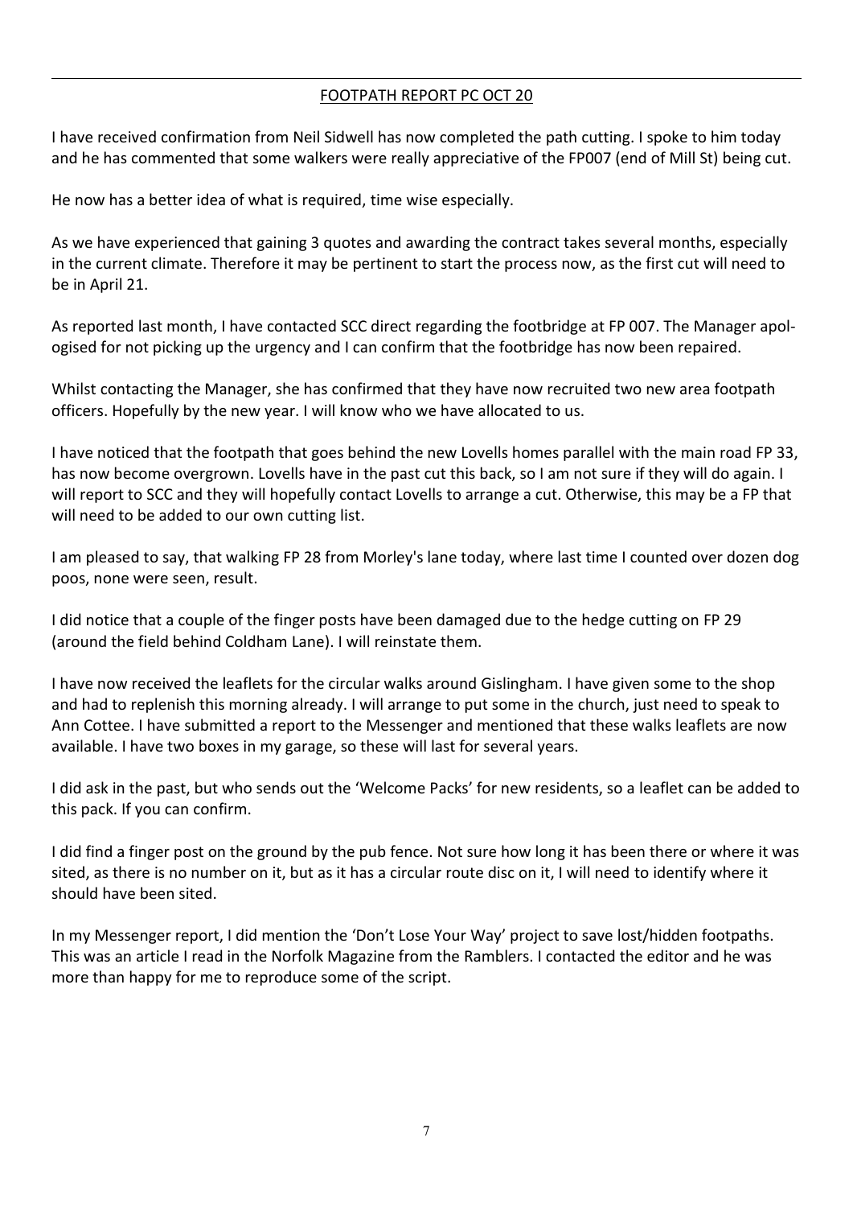<u>FOOTPATH REPORT PC OCT 20</u>

I have received confirmation from Neil Sidwell has now completed the path cutting. I spoke to him today and he has commented that some walkers were really appreciative of the FP007 (end of Mill St) being cut.

He now has a better idea of what is required, time wise especially.

As we have experienced that gaining 3 quotes and awarding the contract takes several months, especially in the current climate. Therefore it may be pertinent to start the process now, as the first cut will need to be in April 21.

As reported last month, I have contacted SCC direct regarding the footbridge at FP 007. The Manager apologised for not picking up the urgency and I can confirm that the footbridge has now been repaired.

Whilst contacting the Manager, she has confirmed that they have now recruited two new area footpath officers. Hopefully by the new year. I will know who we have allocated to us.

I have noticed that the footpath that goes behind the new Lovells homes parallel with the main road FP 33, has now become overgrown. Lovells have in the past cut this back, so I am not sure if they will do again. I will report to SCC and they will hopefully contact Lovells to arrange a cut. Otherwise, this may be a FP that will need to be added to our own cutting list.

I am pleased to say, that walking FP 28 from Morley's lane today, where last time I counted over dozen dog poos, none were seen, result.

I did notice that a couple of the finger posts have been damaged due to the hedge cutting on FP 29 (around the field behind Coldham Lane). I will reinstate them.

I have now received the leaflets for the circular walks around Gislingham. I have given some to the shop and had to replenish this morning already. I will arrange to put some in the church, just need to speak to Ann Cottee. I have submitted a report to the Messenger and mentioned that these walks leaflets are now available. I have two boxes in my garage, so these will last for several years.

I did ask in the past, but who sends out the 'Welcome Packs' for new residents, so a leaflet can be added to this pack. If you can confirm.

I did find a finger post on the ground by the pub fence. Not sure how long it has been there or where it was sited, as there is no number on it, but as it has a circular route disc on it, I will need to identify where it should have been sited.

In my Messenger report, I did mention the 'Don't Lose Your Way' project to save lost/hidden footpaths. This was an article I read in the Norfolk Magazine from the Ramblers. I contacted the editor and he was more than happy for me to reproduce some of the script.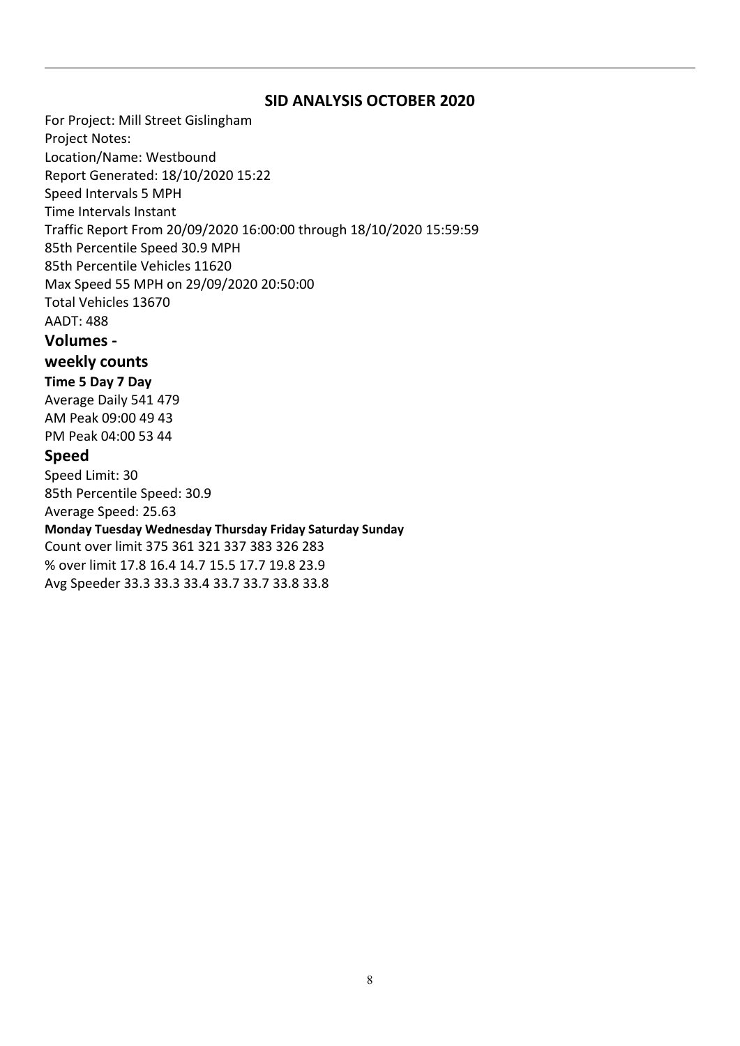## SID ANALYSIS OCTOBER 2020

For Project: Mill Street Gislingham
Project Notes:
Location/Name: Westbound
Report Generated: 18/10/2020 15:22
Speed Intervals 5 MPH
Time Intervals Instant
Traffic Report From 20/09/2020 16:00:00 through 18/10/2020 15:59:59
85th Percentile Speed 30.9 MPH
85th Percentile Vehicles 11620
Max Speed 55 MPH on 29/09/2020 20:50:00
Total Vehicles 13670
AADT: 488

### Volumes - weekly counts

**Time 5 Day 7 Day**
Average Daily 541 479
AM Peak 09:00 49 43
PM Peak 04:00 53 44

### Speed

Speed Limit: 30
85th Percentile Speed: 30.9
Average Speed: 25.63

**Monday Tuesday Wednesday Thursday Friday Saturday Sunday**
Count over limit 375 361 321 337 383 326 283
% over limit 17.8 16.4 14.7 15.5 17.7 19.8 23.9
Avg Speeder 33.3 33.3 33.4 33.7 33.7 33.8 33.8